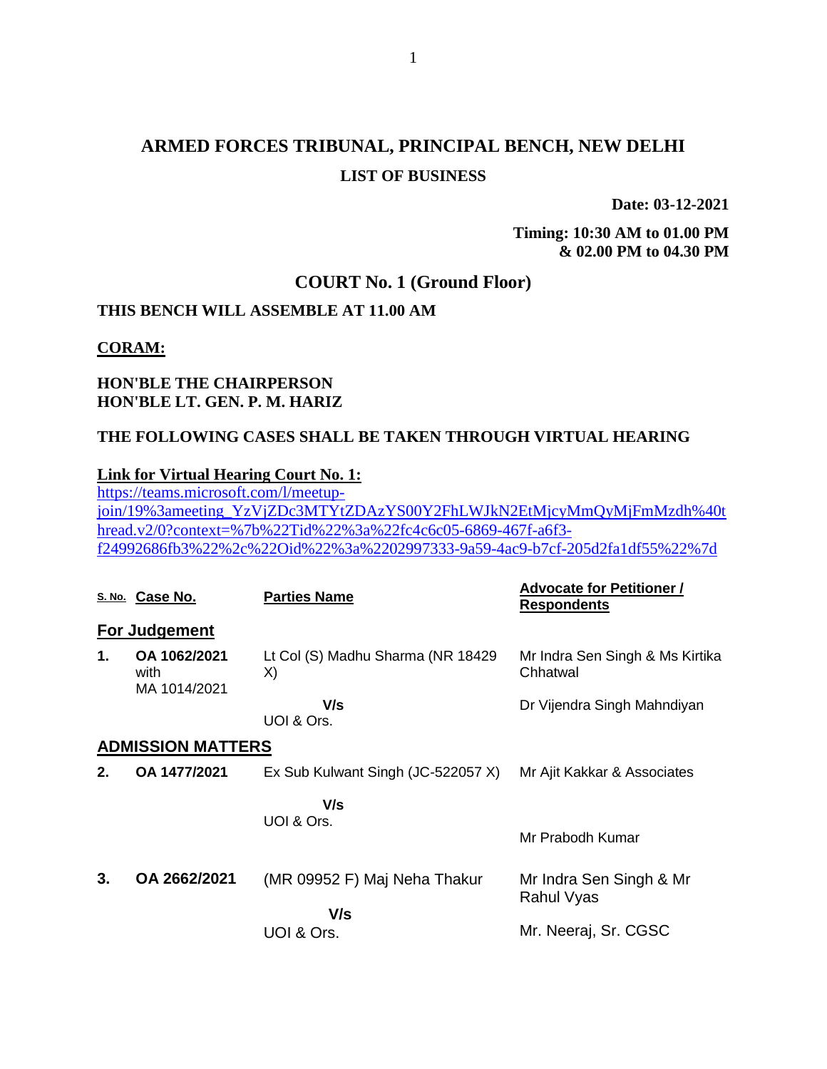# ARMED FORCES TRIBUNAL, PRINCIPAL BENCH, NEW DELHI

## LIST OF BUSINESS

**Date: 03-12-2021**

**Timing: 10:30 AM to 01.00 PM & 02.00 PM to 04.30 PM**

## COURT No. 1 (Ground Floor)

**THIS BENCH WILL ASSEMBLE AT 11.00 AM**

**CORAM:**

**HON'BLE THE CHAIRPERSON**
**HON'BLE LT. GEN. P. M. HARIZ**

**THE FOLLOWING CASES SHALL BE TAKEN THROUGH VIRTUAL HEARING**

**Link for Virtual Hearing Court No. 1:**
https://teams.microsoft.com/l/meetup-join/19%3ameeting_YzVjZDc3MTYtZDAzYS00Y2FhLWJkN2EtMjcyMmQyMjFmMzdh%40thread.v2/0?context=%7b%22Tid%22%3a%22fc4c6c05-6869-467f-a6f3-f24992686fb3%22%2c%22Oid%22%3a%2202997333-9a59-4ac9-b7cf-205d2fa1df55%22%7d

| S. No. | Case No. | Parties Name | Advocate for Petitioner / Respondents |
|---|---|---|---|
| **For Judgement** | | | |
| **1.** | **OA 1062/2021** with MA 1014/2021 | Lt Col (S) Madhu Sharma (NR 18429 X) | Mr Indra Sen Singh & Ms Kirtika Chhatwal |
| | | **V/s** UOI & Ors. | Dr Vijendra Singh Mahndiyan |
| **ADMISSION MATTERS** | | | |
| **2.** | **OA 1477/2021** | Ex Sub Kulwant Singh (JC-522057 X) | Mr Ajit Kakkar & Associates |
| | | **V/s** UOI & Ors. | Mr Prabodh Kumar |
| **3.** | **OA 2662/2021** | (MR 09952 F) Maj Neha Thakur | Mr Indra Sen Singh & Mr Rahul Vyas |
| | | **V/s** UOI & Ors. | Mr. Neeraj, Sr. CGSC |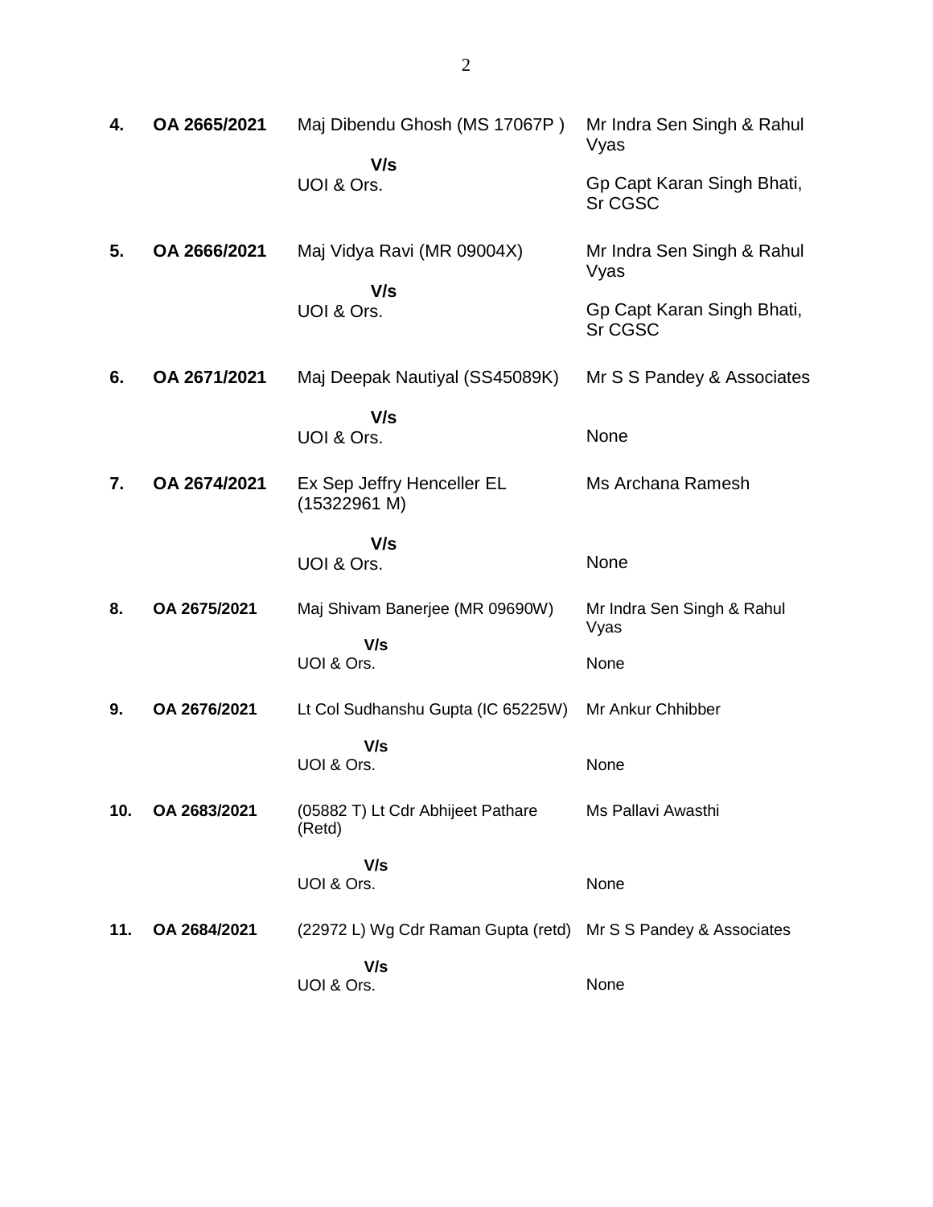| | | | |
|---|---|---|---|
| **4.** | **OA 2665/2021** | Maj Dibendu Ghosh (MS 17067P )<br>**V/s**<br>UOI & Ors. | Mr Indra Sen Singh & Rahul Vyas<br><br>Gp Capt Karan Singh Bhati, Sr CGSC |
| **5.** | **OA 2666/2021** | Maj Vidya Ravi (MR 09004X)<br>**V/s**<br>UOI & Ors. | Mr Indra Sen Singh & Rahul Vyas<br><br>Gp Capt Karan Singh Bhati, Sr CGSC |
| **6.** | **OA 2671/2021** | Maj Deepak Nautiyal (SS45089K)<br>**V/s**<br>UOI & Ors. | Mr S S Pandey & Associates<br><br>None |
| **7.** | **OA 2674/2021** | Ex Sep Jeffry Henceller EL (15322961 M)<br>**V/s**<br>UOI & Ors. | Ms Archana Ramesh<br><br>None |
| **8.** | **OA 2675/2021** | Maj Shivam Banerjee (MR 09690W)<br>**V/s**<br>UOI & Ors. | Mr Indra Sen Singh & Rahul Vyas<br><br>None |
| **9.** | **OA 2676/2021** | Lt Col Sudhanshu Gupta (IC 65225W)<br>**V/s**<br>UOI & Ors. | Mr Ankur Chhibber<br><br>None |
| **10.** | **OA 2683/2021** | (05882 T) Lt Cdr Abhijeet Pathare (Retd)<br>**V/s**<br>UOI & Ors. | Ms Pallavi Awasthi<br><br>None |
| **11.** | **OA 2684/2021** | (22972 L) Wg Cdr Raman Gupta (retd)<br>**V/s**<br>UOI & Ors. | Mr S S Pandey & Associates<br><br>None |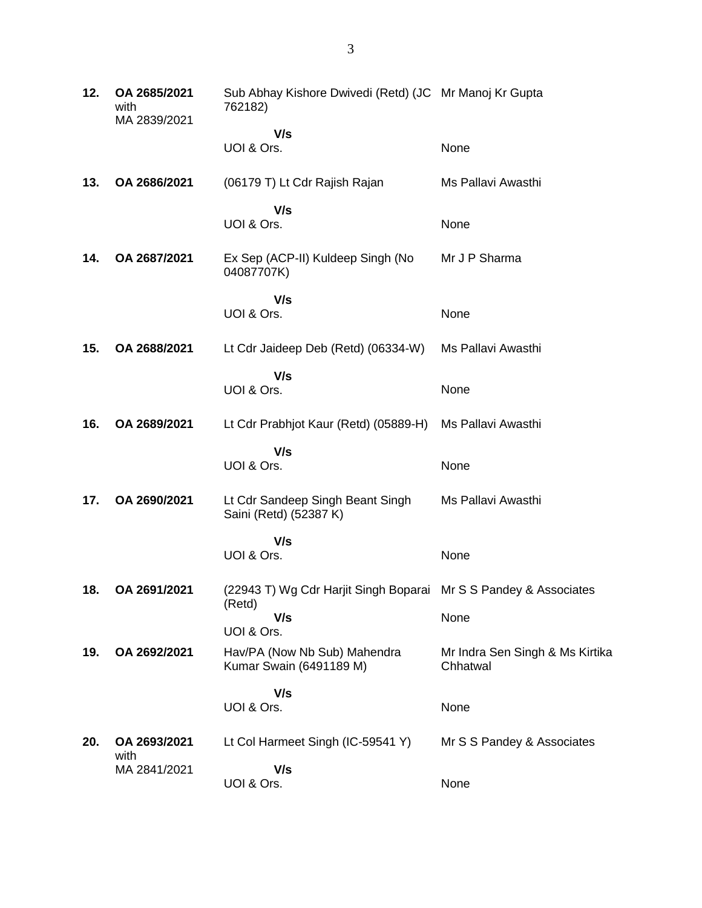| | | | |
|---|---|---|---|
| **12.** | **OA 2685/2021** with MA 2839/2021 | Sub Abhay Kishore Dwivedi (Retd) (JC 762182) | Mr Manoj Kr Gupta |
| | | **V/s** UOI & Ors. | None |
| **13.** | **OA 2686/2021** | (06179 T) Lt Cdr Rajish Rajan | Ms Pallavi Awasthi |
| | | **V/s** UOI & Ors. | None |
| **14.** | **OA 2687/2021** | Ex Sep (ACP-II) Kuldeep Singh (No 04087707K) | Mr J P Sharma |
| | | **V/s** UOI & Ors. | None |
| **15.** | **OA 2688/2021** | Lt Cdr Jaideep Deb (Retd) (06334-W) | Ms Pallavi Awasthi |
| | | **V/s** UOI & Ors. | None |
| **16.** | **OA 2689/2021** | Lt Cdr Prabhjot Kaur (Retd) (05889-H) | Ms Pallavi Awasthi |
| | | **V/s** UOI & Ors. | None |
| **17.** | **OA 2690/2021** | Lt Cdr Sandeep Singh Beant Singh Saini (Retd) (52387 K) | Ms Pallavi Awasthi |
| | | **V/s** UOI & Ors. | None |
| **18.** | **OA 2691/2021** | (22943 T) Wg Cdr Harjit Singh Boparai (Retd) | Mr S S Pandey & Associates |
| | | **V/s** UOI & Ors. | None |
| **19.** | **OA 2692/2021** | Hav/PA (Now Nb Sub) Mahendra Kumar Swain (6491189 M) | Mr Indra Sen Singh & Ms Kirtika Chhatwal |
| | | **V/s** UOI & Ors. | None |
| **20.** | **OA 2693/2021** with MA 2841/2021 | Lt Col Harmeet Singh (IC-59541 Y) | Mr S S Pandey & Associates |
| | | **V/s** UOI & Ors. | None |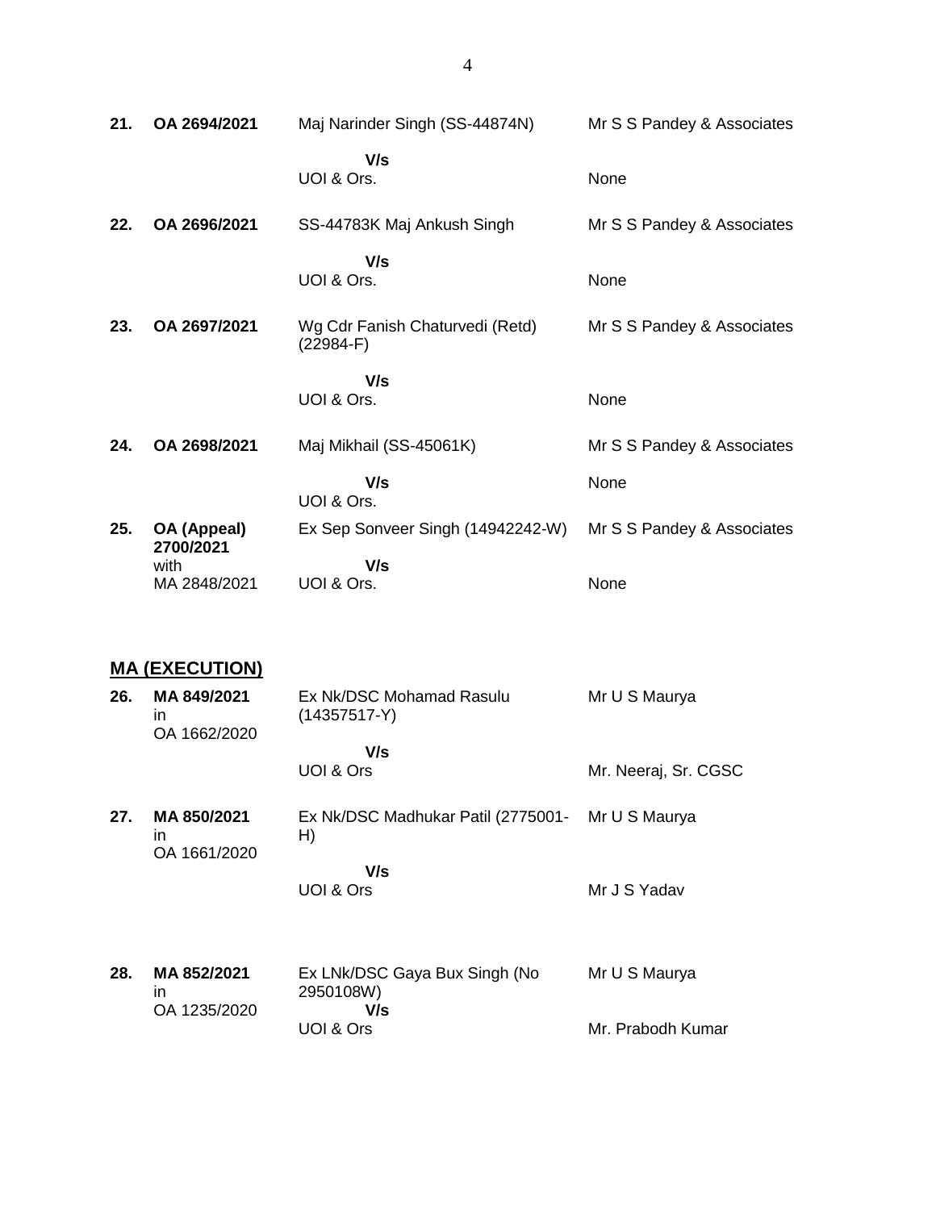| | | | |
|---|---|---|---|
| **21.** | **OA 2694/2021** | Maj Narinder Singh (SS-44874N)<br>**V/s**<br>UOI & Ors. | Mr S S Pandey & Associates<br><br>None |
| **22.** | **OA 2696/2021** | SS-44783K Maj Ankush Singh<br>**V/s**<br>UOI & Ors. | Mr S S Pandey & Associates<br><br>None |
| **23.** | **OA 2697/2021** | Wg Cdr Fanish Chaturvedi (Retd) (22984-F)<br>**V/s**<br>UOI & Ors. | Mr S S Pandey & Associates<br><br>None |
| **24.** | **OA 2698/2021** | Maj Mikhail (SS-45061K)<br>**V/s**<br>UOI & Ors. | Mr S S Pandey & Associates<br>None |
| **25.** | **OA (Appeal) 2700/2021** with MA 2848/2021 | Ex Sep Sonveer Singh (14942242-W)<br>**V/s**<br>UOI & Ors. | Mr S S Pandey & Associates<br><br>None |

## MA (EXECUTION)

| | | | |
|---|---|---|---|
| **26.** | **MA 849/2021** in OA 1662/2020 | Ex Nk/DSC Mohamad Rasulu (14357517-Y)<br>**V/s**<br>UOI & Ors | Mr U S Maurya<br><br>Mr. Neeraj, Sr. CGSC |
| **27.** | **MA 850/2021** in OA 1661/2020 | Ex Nk/DSC Madhukar Patil (2775001-H)<br>**V/s**<br>UOI & Ors | Mr U S Maurya<br><br>Mr J S Yadav |
| **28.** | **MA 852/2021** in OA 1235/2020 | Ex LNk/DSC Gaya Bux Singh (No 2950108W)<br>**V/s**<br>UOI & Ors | Mr U S Maurya<br><br>Mr. Prabodh Kumar |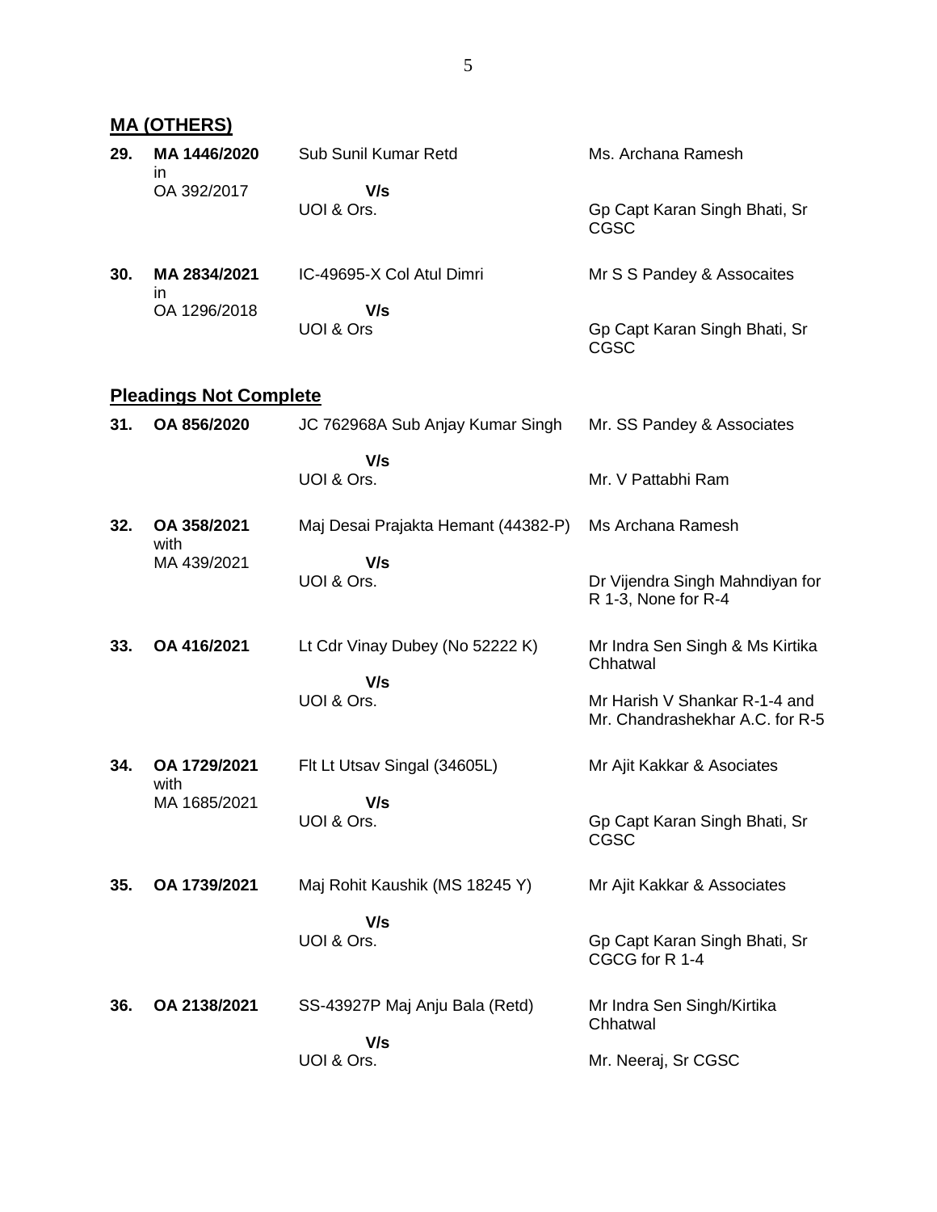## MA (OTHERS)

| | | | |
|---|---|---|---|
| **29.** | **MA 1446/2020** in OA 392/2017 | Sub Sunil Kumar Retd<br>**V/s**<br>UOI & Ors. | Ms. Archana Ramesh<br><br>Gp Capt Karan Singh Bhati, Sr CGSC |
| **30.** | **MA 2834/2021** in OA 1296/2018 | IC-49695-X Col Atul Dimri<br>**V/s**<br>UOI & Ors | Mr S S Pandey & Assocaites<br><br>Gp Capt Karan Singh Bhati, Sr CGSC |

## Pleadings Not Complete

| | | | |
|---|---|---|---|
| **31.** | **OA 856/2020** | JC 762968A Sub Anjay Kumar Singh<br>**V/s**<br>UOI & Ors. | Mr. SS Pandey & Associates<br><br>Mr. V Pattabhi Ram |
| **32.** | **OA 358/2021** with MA 439/2021 | Maj Desai Prajakta Hemant (44382-P)<br>**V/s**<br>UOI & Ors. | Ms Archana Ramesh<br><br>Dr Vijendra Singh Mahndiyan for R 1-3, None for R-4 |
| **33.** | **OA 416/2021** | Lt Cdr Vinay Dubey (No 52222 K)<br>**V/s**<br>UOI & Ors. | Mr Indra Sen Singh & Ms Kirtika Chhatwal<br><br>Mr Harish V Shankar R-1-4 and Mr. Chandrashekhar A.C. for R-5 |
| **34.** | **OA 1729/2021** with MA 1685/2021 | Flt Lt Utsav Singal (34605L)<br>**V/s**<br>UOI & Ors. | Mr Ajit Kakkar & Asociates<br><br>Gp Capt Karan Singh Bhati, Sr CGSC |
| **35.** | **OA 1739/2021** | Maj Rohit Kaushik (MS 18245 Y)<br>**V/s**<br>UOI & Ors. | Mr Ajit Kakkar & Associates<br><br>Gp Capt Karan Singh Bhati, Sr CGCG for R 1-4 |
| **36.** | **OA 2138/2021** | SS-43927P Maj Anju Bala (Retd)<br>**V/s**<br>UOI & Ors. | Mr Indra Sen Singh/Kirtika Chhatwal<br><br>Mr. Neeraj, Sr CGSC |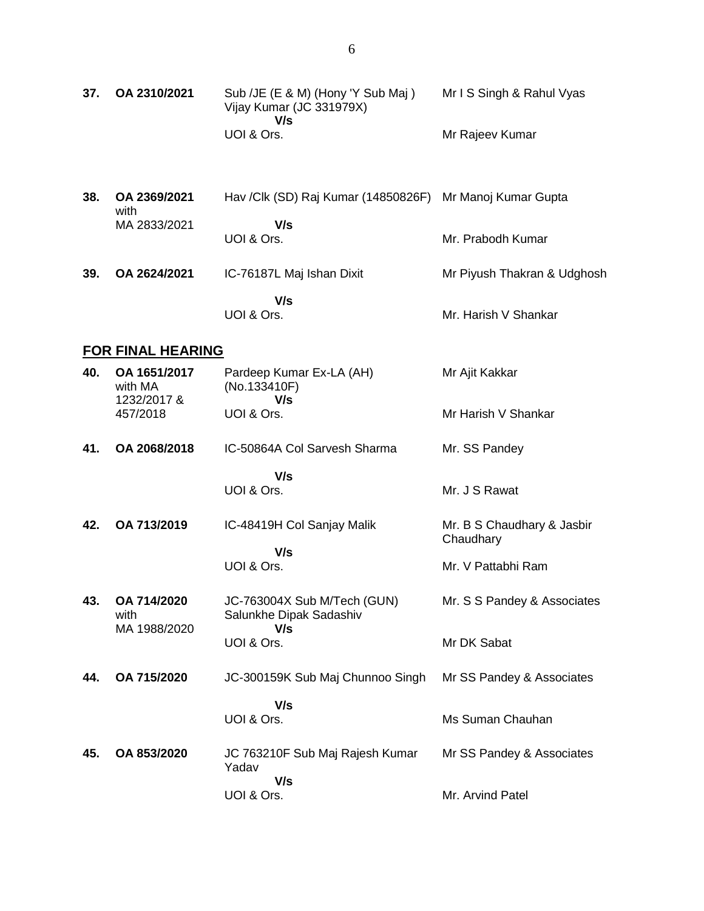| | | | |
|---|---|---|---|
| **37.** | **OA 2310/2021** | Sub /JE (E & M) (Hony 'Y Sub Maj ) Vijay Kumar (JC 331979X)<br>**V/s**<br>UOI & Ors. | Mr I S Singh & Rahul Vyas<br><br>Mr Rajeev Kumar |
| **38.** | **OA 2369/2021** with MA 2833/2021 | Hav /Clk (SD) Raj Kumar (14850826F)<br>**V/s**<br>UOI & Ors. | Mr Manoj Kumar Gupta<br><br>Mr. Prabodh Kumar |
| **39.** | **OA 2624/2021** | IC-76187L Maj Ishan Dixit<br>**V/s**<br>UOI & Ors. | Mr Piyush Thakran & Udghosh<br><br>Mr. Harish V Shankar |

## **FOR FINAL HEARING**

| | | | |
|---|---|---|---|
| **40.** | **OA 1651/2017** with MA 1232/2017 & 457/2018 | Pardeep Kumar Ex-LA (AH) (No.133410F)<br>**V/s**<br>UOI & Ors. | Mr Ajit Kakkar<br><br>Mr Harish V Shankar |
| **41.** | **OA 2068/2018** | IC-50864A Col Sarvesh Sharma<br>**V/s**<br>UOI & Ors. | Mr. SS Pandey<br><br>Mr. J S Rawat |
| **42.** | **OA 713/2019** | IC-48419H Col Sanjay Malik<br>**V/s**<br>UOI & Ors. | Mr. B S Chaudhary & Jasbir Chaudhary<br><br>Mr. V Pattabhi Ram |
| **43.** | **OA 714/2020** with MA 1988/2020 | JC-763004X Sub M/Tech (GUN) Salunkhe Dipak Sadashiv<br>**V/s**<br>UOI & Ors. | Mr. S S Pandey & Associates<br><br>Mr DK Sabat |
| **44.** | **OA 715/2020** | JC-300159K Sub Maj Chunnoo Singh<br>**V/s**<br>UOI & Ors. | Mr SS Pandey & Associates<br><br>Ms Suman Chauhan |
| **45.** | **OA 853/2020** | JC 763210F Sub Maj Rajesh Kumar Yadav<br>**V/s**<br>UOI & Ors. | Mr SS Pandey & Associates<br><br>Mr. Arvind Patel |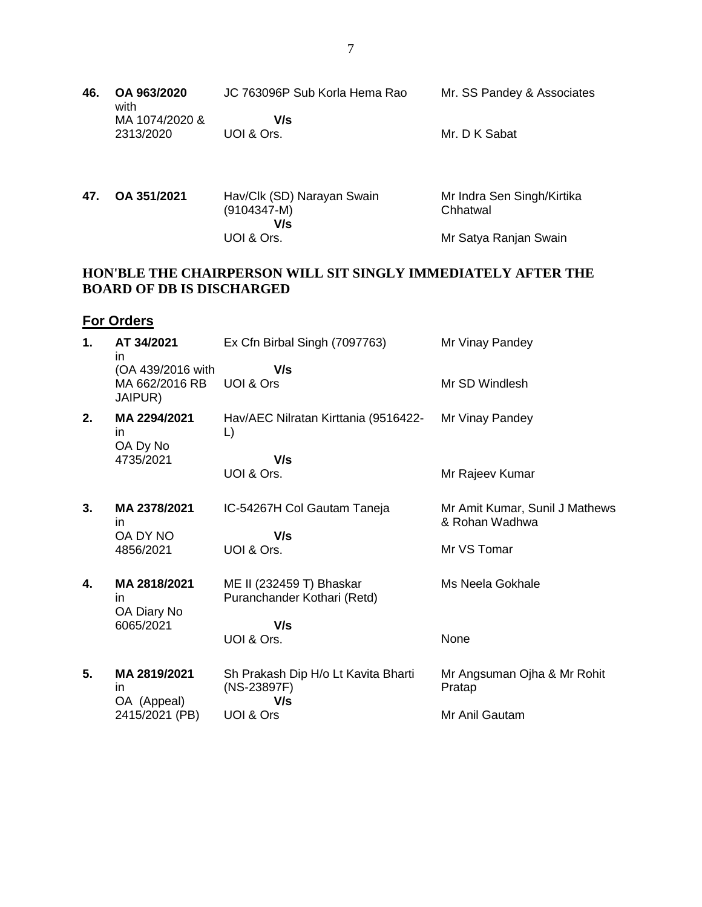| | | | |
|---|---|---|---|
| **46.** | **OA 963/2020** with MA 1074/2020 & 2313/2020 | JC 763096P Sub Korla Hema Rao **V/s** UOI & Ors. | Mr. SS Pandey & Associates <br> Mr. D K Sabat |
| **47.** | **OA 351/2021** | Hav/Clk (SD) Narayan Swain (9104347-M) **V/s** UOI & Ors. | Mr Indra Sen Singh/Kirtika Chhatwal <br> Mr Satya Ranjan Swain |

**HON'BLE THE CHAIRPERSON WILL SIT SINGLY IMMEDIATELY AFTER THE BOARD OF DB IS DISCHARGED**

## For Orders

| | | | |
|---|---|---|---|
| **1.** | **AT 34/2021** in (OA 439/2016 with MA 662/2016 RB JAIPUR) | Ex Cfn Birbal Singh (7097763) **V/s** UOI & Ors | Mr Vinay Pandey <br> Mr SD Windlesh |
| **2.** | **MA 2294/2021** in OA Dy No 4735/2021 | Hav/AEC Nilratan Kirttania (9516422-L) **V/s** UOI & Ors. | Mr Vinay Pandey <br> Mr Rajeev Kumar |
| **3.** | **MA 2378/2021** in OA DY NO 4856/2021 | IC-54267H Col Gautam Taneja **V/s** UOI & Ors. | Mr Amit Kumar, Sunil J Mathews & Rohan Wadhwa <br> Mr VS Tomar |
| **4.** | **MA 2818/2021** in OA Diary No 6065/2021 | ME II (232459 T) Bhaskar Puranchander Kothari (Retd) **V/s** UOI & Ors. | Ms Neela Gokhale <br> None |
| **5.** | **MA 2819/2021** in OA (Appeal) 2415/2021 (PB) | Sh Prakash Dip H/o Lt Kavita Bharti (NS-23897F) **V/s** UOI & Ors | Mr Angsuman Ojha & Mr Rohit Pratap <br> Mr Anil Gautam |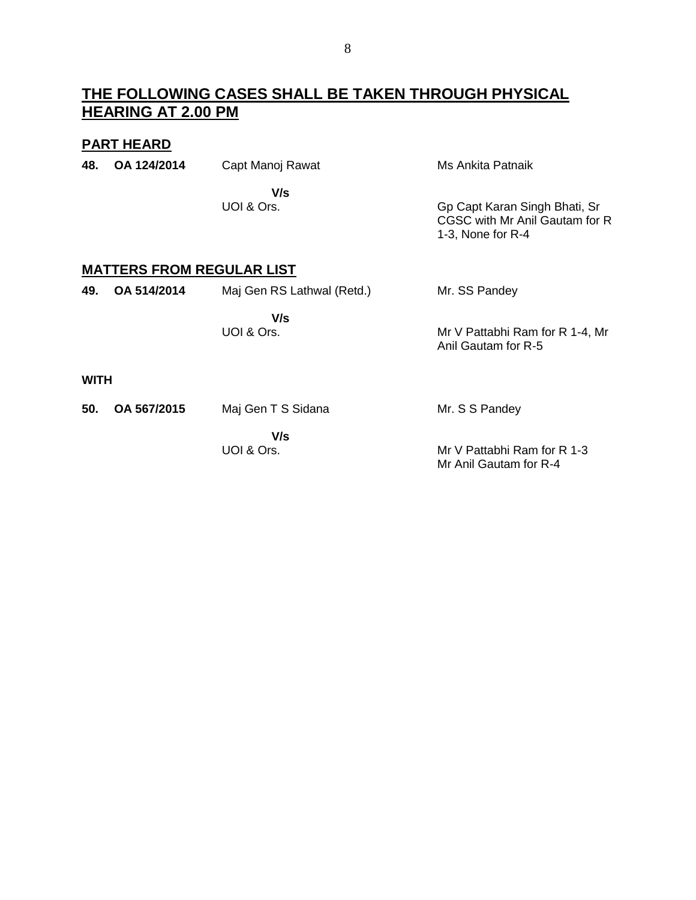## THE FOLLOWING CASES SHALL BE TAKEN THROUGH PHYSICAL HEARING AT 2.00 PM

### PART HEARD

| | | | |
|---|---|---|---|
| **48.** | **OA 124/2014** | Capt Manoj Rawat | Ms Ankita Patnaik |
| | | **V/s** | |
| | | UOI & Ors. | Gp Capt Karan Singh Bhati, Sr CGSC with Mr Anil Gautam for R 1-3, None for R-4 |

### MATTERS FROM REGULAR LIST

| | | | |
|---|---|---|---|
| **49.** | **OA 514/2014** | Maj Gen RS Lathwal (Retd.) | Mr. SS Pandey |
| | | **V/s** | |
| | | UOI & Ors. | Mr V Pattabhi Ram for R 1-4, Mr Anil Gautam for R-5 |

**WITH**

| | | | |
|---|---|---|---|
| **50.** | **OA 567/2015** | Maj Gen T S Sidana | Mr. S S Pandey |
| | | **V/s** | |
| | | UOI & Ors. | Mr V Pattabhi Ram for R 1-3<br>Mr Anil Gautam for R-4 |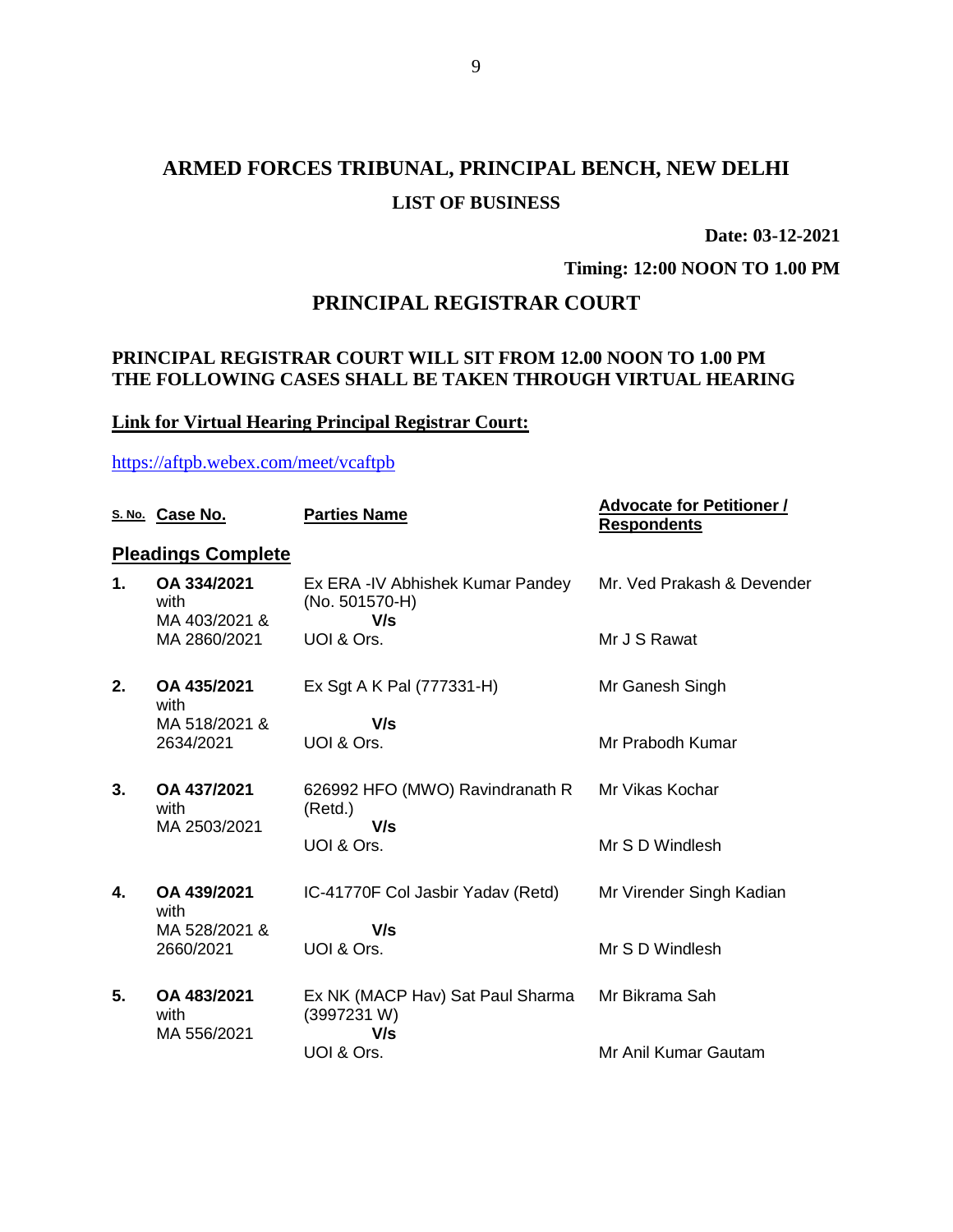# ARMED FORCES TRIBUNAL, PRINCIPAL BENCH, NEW DELHI

## LIST OF BUSINESS

**Date: 03-12-2021**

**Timing: 12:00 NOON TO 1.00 PM**

## PRINCIPAL REGISTRAR COURT

**PRINCIPAL REGISTRAR COURT WILL SIT FROM 12.00 NOON TO 1.00 PM THE FOLLOWING CASES SHALL BE TAKEN THROUGH VIRTUAL HEARING**

**Link for Virtual Hearing Principal Registrar Court:**

https://aftpb.webex.com/meet/vcaftpb

| S. No. | Case No. | Parties Name | Advocate for Petitioner / Respondents |
|---|---|---|---|
| **Pleadings Complete** | | | |
| **1.** | **OA 334/2021** with MA 403/2021 & MA 2860/2021 | Ex ERA -IV Abhishek Kumar Pandey (No. 501570-H) **V/s** UOI & Ors. | Mr. Ved Prakash & Devender<br>Mr J S Rawat |
| **2.** | **OA 435/2021** with MA 518/2021 & 2634/2021 | Ex Sgt A K Pal (777331-H) **V/s** UOI & Ors. | Mr Ganesh Singh<br>Mr Prabodh Kumar |
| **3.** | **OA 437/2021** with MA 2503/2021 | 626992 HFO (MWO) Ravindranath R (Retd.) **V/s** UOI & Ors. | Mr Vikas Kochar<br>Mr S D Windlesh |
| **4.** | **OA 439/2021** with MA 528/2021 & 2660/2021 | IC-41770F Col Jasbir Yadav (Retd) **V/s** UOI & Ors. | Mr Virender Singh Kadian<br>Mr S D Windlesh |
| **5.** | **OA 483/2021** with MA 556/2021 | Ex NK (MACP Hav) Sat Paul Sharma (3997231 W) **V/s** UOI & Ors. | Mr Bikrama Sah<br>Mr Anil Kumar Gautam |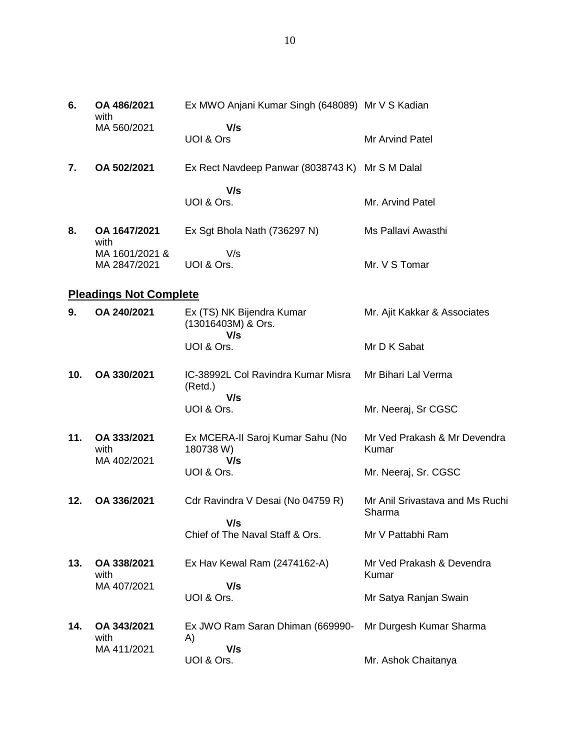| | | | |
|---|---|---|---|
| **6.** | **OA 486/2021** with MA 560/2021 | Ex MWO Anjani Kumar Singh (648089) **V/s** UOI & Ors | Mr V S Kadian<br>Mr Arvind Patel |
| **7.** | **OA 502/2021** | Ex Rect Navdeep Panwar (8038743 K) **V/s** UOI & Ors. | Mr S M Dalal<br>Mr. Arvind Patel |
| **8.** | **OA 1647/2021** with MA 1601/2021 & MA 2847/2021 | Ex Sgt Bhola Nath (736297 N) V/s UOI & Ors. | Ms Pallavi Awasthi<br>Mr. V S Tomar |

## **Pleadings Not Complete**

| | | | |
|---|---|---|---|
| **9.** | **OA 240/2021** | Ex (TS) NK Bijendra Kumar (13016403M) & Ors. **V/s** UOI & Ors. | Mr. Ajit Kakkar & Associates<br>Mr D K Sabat |
| **10.** | **OA 330/2021** | IC-38992L Col Ravindra Kumar Misra (Retd.) **V/s** UOI & Ors. | Mr Bihari Lal Verma<br>Mr. Neeraj, Sr CGSC |
| **11.** | **OA 333/2021** with MA 402/2021 | Ex MCERA-II Saroj Kumar Sahu (No 180738 W) **V/s** UOI & Ors. | Mr Ved Prakash & Mr Devendra Kumar<br>Mr. Neeraj, Sr. CGSC |
| **12.** | **OA 336/2021** | Cdr Ravindra V Desai (No 04759 R) **V/s** Chief of The Naval Staff & Ors. | Mr Anil Srivastava and Ms Ruchi Sharma<br>Mr V Pattabhi Ram |
| **13.** | **OA 338/2021** with MA 407/2021 | Ex Hav Kewal Ram (2474162-A) **V/s** UOI & Ors. | Mr Ved Prakash & Devendra Kumar<br>Mr Satya Ranjan Swain |
| **14.** | **OA 343/2021** with MA 411/2021 | Ex JWO Ram Saran Dhiman (669990-A) **V/s** UOI & Ors. | Mr Durgesh Kumar Sharma<br>Mr. Ashok Chaitanya |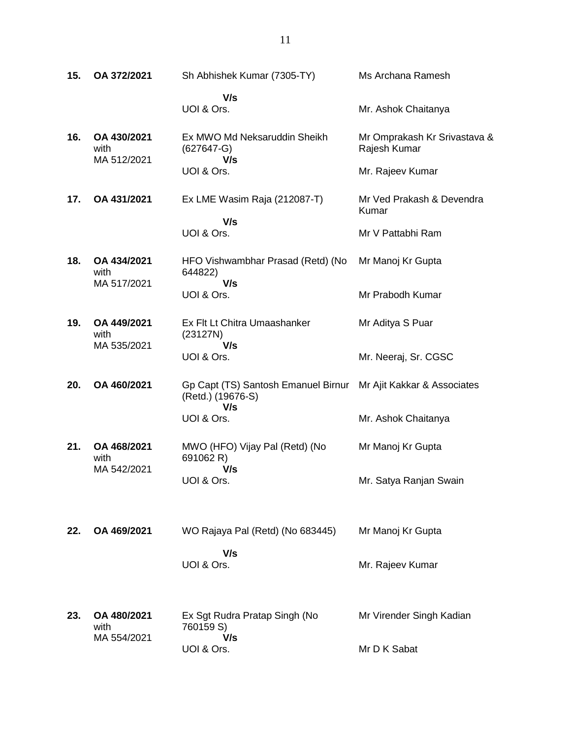| | | | |
|---|---|---|---|
| **15.** | **OA 372/2021** | Sh Abhishek Kumar (7305-TY)<br>**V/s**<br>UOI & Ors. | Ms Archana Ramesh<br><br>Mr. Ashok Chaitanya |
| **16.** | **OA 430/2021** with MA 512/2021 | Ex MWO Md Neksaruddin Sheikh (627647-G)<br>**V/s**<br>UOI & Ors. | Mr Omprakash Kr Srivastava & Rajesh Kumar<br><br>Mr. Rajeev Kumar |
| **17.** | **OA 431/2021** | Ex LME Wasim Raja (212087-T)<br>**V/s**<br>UOI & Ors. | Mr Ved Prakash & Devendra Kumar<br><br>Mr V Pattabhi Ram |
| **18.** | **OA 434/2021** with MA 517/2021 | HFO Vishwambhar Prasad (Retd) (No 644822)<br>**V/s**<br>UOI & Ors. | Mr Manoj Kr Gupta<br><br>Mr Prabodh Kumar |
| **19.** | **OA 449/2021** with MA 535/2021 | Ex Flt Lt Chitra Umaashanker (23127N)<br>**V/s**<br>UOI & Ors. | Mr Aditya S Puar<br><br>Mr. Neeraj, Sr. CGSC |
| **20.** | **OA 460/2021** | Gp Capt (TS) Santosh Emanuel Birnur (Retd.) (19676-S)<br>**V/s**<br>UOI & Ors. | Mr Ajit Kakkar & Associates<br><br>Mr. Ashok Chaitanya |
| **21.** | **OA 468/2021** with MA 542/2021 | MWO (HFO) Vijay Pal (Retd) (No 691062 R)<br>**V/s**<br>UOI & Ors. | Mr Manoj Kr Gupta<br><br>Mr. Satya Ranjan Swain |
| **22.** | **OA 469/2021** | WO Rajaya Pal (Retd) (No 683445)<br>**V/s**<br>UOI & Ors. | Mr Manoj Kr Gupta<br><br>Mr. Rajeev Kumar |
| **23.** | **OA 480/2021** with MA 554/2021 | Ex Sgt Rudra Pratap Singh (No 760159 S)<br>**V/s**<br>UOI & Ors. | Mr Virender Singh Kadian<br><br>Mr D K Sabat |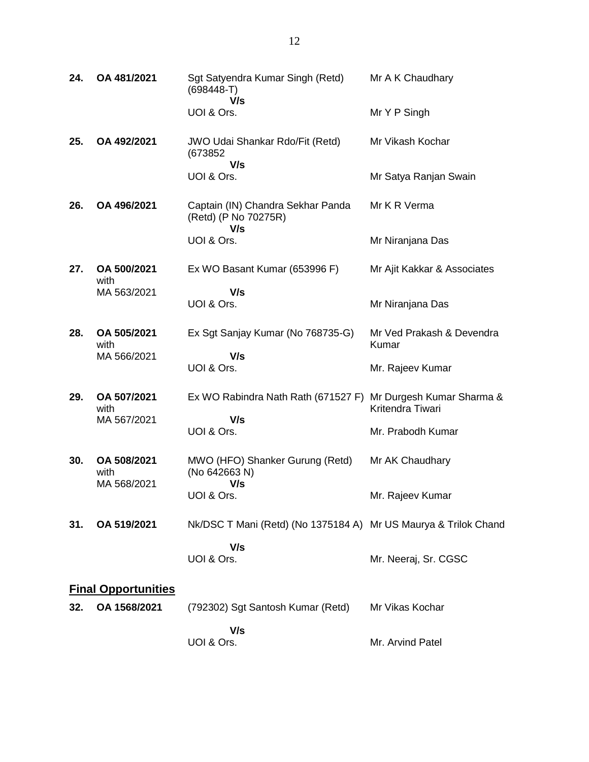| | | | |
|---|---|---|---|
| **24.** | **OA 481/2021** | Sgt Satyendra Kumar Singh (Retd) (698448-T)<br>**V/s**<br>UOI & Ors. | Mr A K Chaudhary<br><br>Mr Y P Singh |
| **25.** | **OA 492/2021** | JWO Udai Shankar Rdo/Fit (Retd) (673852<br>**V/s**<br>UOI & Ors. | Mr Vikash Kochar<br><br>Mr Satya Ranjan Swain |
| **26.** | **OA 496/2021** | Captain (IN) Chandra Sekhar Panda (Retd) (P No 70275R)<br>**V/s**<br>UOI & Ors. | Mr K R Verma<br><br>Mr Niranjana Das |
| **27.** | **OA 500/2021** with MA 563/2021 | Ex WO Basant Kumar (653996 F)<br>**V/s**<br>UOI & Ors. | Mr Ajit Kakkar & Associates<br><br>Mr Niranjana Das |
| **28.** | **OA 505/2021** with MA 566/2021 | Ex Sgt Sanjay Kumar (No 768735-G)<br>**V/s**<br>UOI & Ors. | Mr Ved Prakash & Devendra Kumar<br><br>Mr. Rajeev Kumar |
| **29.** | **OA 507/2021** with MA 567/2021 | Ex WO Rabindra Nath Rath (671527 F)<br>**V/s**<br>UOI & Ors. | Mr Durgesh Kumar Sharma & Kritendra Tiwari<br><br>Mr. Prabodh Kumar |
| **30.** | **OA 508/2021** with MA 568/2021 | MWO (HFO) Shanker Gurung (Retd) (No 642663 N)<br>**V/s**<br>UOI & Ors. | Mr AK Chaudhary<br><br>Mr. Rajeev Kumar |
| **31.** | **OA 519/2021** | Nk/DSC T Mani (Retd) (No 1375184 A)<br>**V/s**<br>UOI & Ors. | Mr US Maurya & Trilok Chand<br><br>Mr. Neeraj, Sr. CGSC |

## **Final Opportunities**

| | | | |
|---|---|---|---|
| **32.** | **OA 1568/2021** | (792302) Sgt Santosh Kumar (Retd)<br>**V/s**<br>UOI & Ors. | Mr Vikas Kochar<br><br>Mr. Arvind Patel |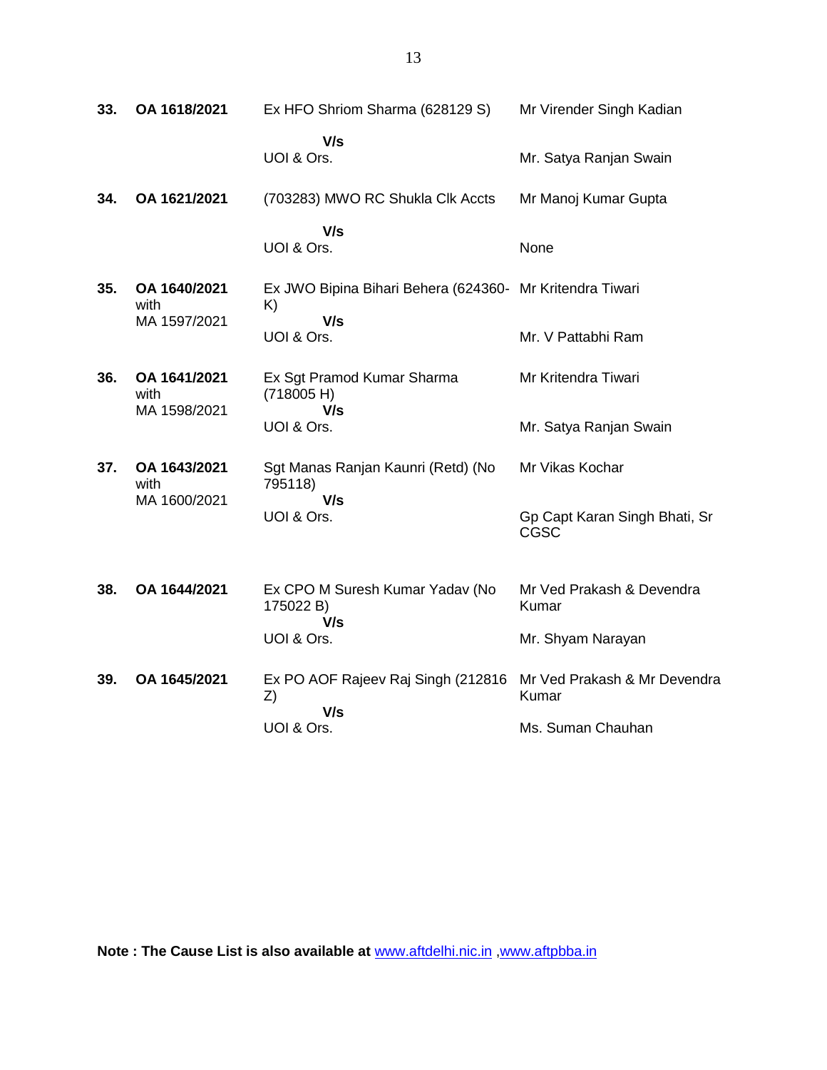| | | | |
|---|---|---|---|
| **33.** | **OA 1618/2021** | Ex HFO Shriom Sharma (628129 S)<br>**V/s**<br>UOI & Ors. | Mr Virender Singh Kadian<br><br>Mr. Satya Ranjan Swain |
| **34.** | **OA 1621/2021** | (703283) MWO RC Shukla Clk Accts<br>**V/s**<br>UOI & Ors. | Mr Manoj Kumar Gupta<br><br>None |
| **35.** | **OA 1640/2021** with MA 1597/2021 | Ex JWO Bipina Bihari Behera (624360-K)<br>**V/s**<br>UOI & Ors. | Mr Kritendra Tiwari<br><br>Mr. V Pattabhi Ram |
| **36.** | **OA 1641/2021** with MA 1598/2021 | Ex Sgt Pramod Kumar Sharma (718005 H)<br>**V/s**<br>UOI & Ors. | Mr Kritendra Tiwari<br><br>Mr. Satya Ranjan Swain |
| **37.** | **OA 1643/2021** with MA 1600/2021 | Sgt Manas Ranjan Kaunri (Retd) (No 795118)<br>**V/s**<br>UOI & Ors. | Mr Vikas Kochar<br><br>Gp Capt Karan Singh Bhati, Sr CGSC |
| **38.** | **OA 1644/2021** | Ex CPO M Suresh Kumar Yadav (No 175022 B)<br>**V/s**<br>UOI & Ors. | Mr Ved Prakash & Devendra Kumar<br><br>Mr. Shyam Narayan |
| **39.** | **OA 1645/2021** | Ex PO AOF Rajeev Raj Singh (212816 Z)<br>**V/s**<br>UOI & Ors. | Mr Ved Prakash & Mr Devendra Kumar<br><br>Ms. Suman Chauhan |

**Note : The Cause List is also available at** www.aftdelhi.nic.in ,www.aftpbba.in